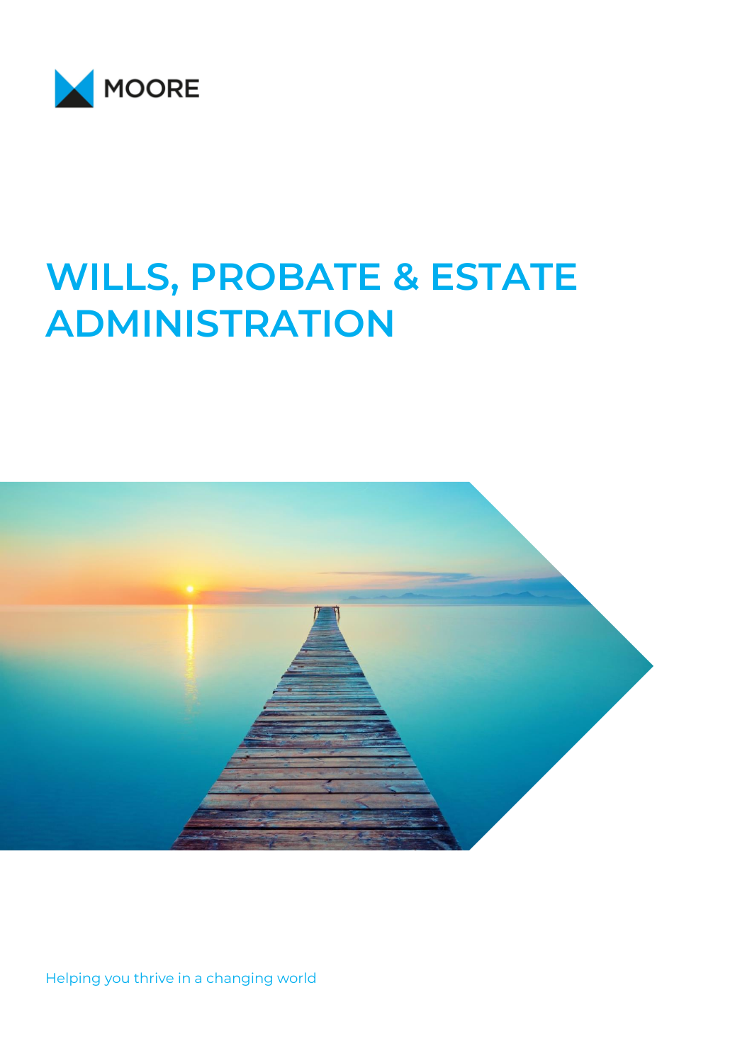MOORE

# WILLS, PROBATE & ESTATE ADMINISTRATION

Helping you thrive in a changing world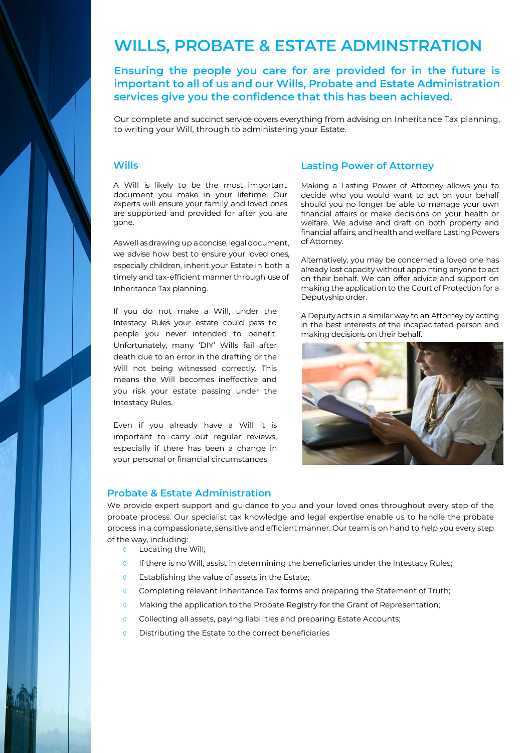# WILLS, PROBATE & ESTATE ADMINSTRATION

**Ensuring the people you care for are provided for in the future is important to all of us and our Wills, Probate and Estate Administration services give you the confidence that this has been achieved.**

Our complete and succinct service covers everything from advising on Inheritance Tax planning, to writing your Will, through to administering your Estate.

## Wills

A Will is likely to be the most important document you make in your lifetime. Our experts will ensure your family and loved ones are supported and provided for after you are gone.

As well as drawing up a concise, legal document, we advise how best to ensure your loved ones, especially children, inherit your Estate in both a timely and tax-efficient manner through use of Inheritance Tax planning.

If you do not make a Will, under the Intestacy Rules your estate could pass to people you never intended to benefit. Unfortunately, many 'DIY' Wills fail after death due to an error in the drafting or the Will not being witnessed correctly. This means the Will becomes ineffective and you risk your estate passing under the Intestacy Rules.

Even if you already have a Will it is important to carry out regular reviews, especially if there has been a change in your personal or financial circumstances.

## Lasting Power of Attorney

Making a Lasting Power of Attorney allows you to decide who you would want to act on your behalf should you no longer be able to manage your own financial affairs or make decisions on your health or welfare. We advise and draft on both property and financial affairs, and health and welfare Lasting Powers of Attorney.

Alternatively, you may be concerned a loved one has already lost capacity without appointing anyone to act on their behalf. We can offer advice and support on making the application to the Court of Protection for a Deputyship order.

A Deputy acts in a similar way to an Attorney by acting in the best interests of the incapacitated person and making decisions on their behalf.

## Probate & Estate Administration

We provide expert support and guidance to you and your loved ones throughout every step of the probate process. Our specialist tax knowledge and legal expertise enable us to handle the probate process in a compassionate, sensitive and efficient manner. Our team is on hand to help you every step of the way, including:

- Locating the Will;
- If there is no Will, assist in determining the beneficiaries under the Intestacy Rules;
- Establishing the value of assets in the Estate;
- Completing relevant Inheritance Tax forms and preparing the Statement of Truth;
- Making the application to the Probate Registry for the Grant of Representation;
- Collecting all assets, paying liabilities and preparing Estate Accounts;
- Distributing the Estate to the correct beneficiaries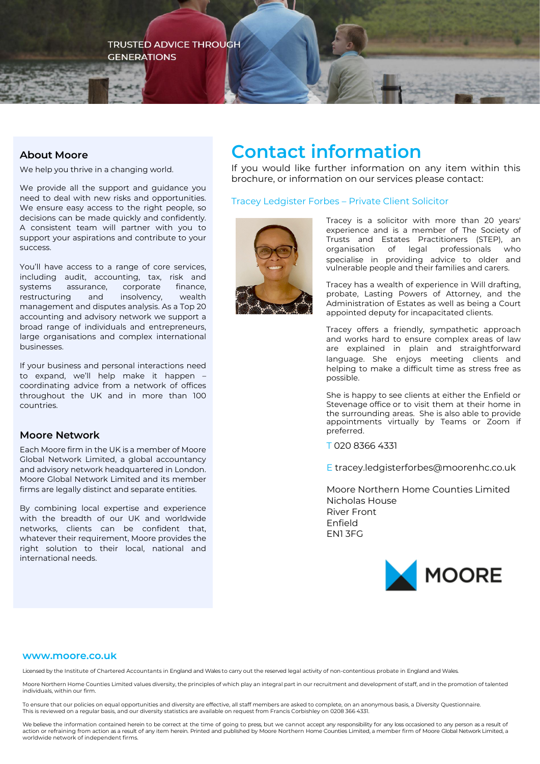TRUSTED ADVICE THROUGH GENERATIONS

## About Moore

We help you thrive in a changing world.

We provide all the support and guidance you need to deal with new risks and opportunities. We ensure easy access to the right people, so decisions can be made quickly and confidently. A consistent team will partner with you to support your aspirations and contribute to your success.

You'll have access to a range of core services, including audit, accounting, tax, risk and systems assurance, corporate finance, restructuring and insolvency, wealth management and disputes analysis. As a Top 20 accounting and advisory network we support a broad range of individuals and entrepreneurs, large organisations and complex international businesses.

If your business and personal interactions need to expand, we'll help make it happen – coordinating advice from a network of offices throughout the UK and in more than 100 countries.

## Moore Network

Each Moore firm in the UK is a member of Moore Global Network Limited, a global accountancy and advisory network headquartered in London. Moore Global Network Limited and its member firms are legally distinct and separate entities.

By combining local expertise and experience with the breadth of our UK and worldwide networks, clients can be confident that, whatever their requirement, Moore provides the right solution to their local, national and international needs.

# Contact information

If you would like further information on any item within this brochure, or information on our services please contact:

### Tracey Ledgister Forbes – Private Client Solicitor

Tracey is a solicitor with more than 20 years' experience and is a member of The Society of Trusts and Estates Practitioners (STEP), an organisation of legal professionals who specialise in providing advice to older and vulnerable people and their families and carers.

Tracey has a wealth of experience in Will drafting, probate, Lasting Powers of Attorney, and the Administration of Estates as well as being a Court appointed deputy for incapacitated clients.

Tracey offers a friendly, sympathetic approach and works hard to ensure complex areas of law are explained in plain and straightforward language. She enjoys meeting clients and helping to make a difficult time as stress free as possible.

She is happy to see clients at either the Enfield or Stevenage office or to visit them at their home in the surrounding areas. She is also able to provide appointments virtually by Teams or Zoom if preferred.

T 020 8366 4331

E tracey.ledgisterforbes@moorenhc.co.uk

Moore Northern Home Counties Limited
Nicholas House
River Front
Enfield
EN1 3FG

MOORE

www.moore.co.uk

Licensed by the Institute of Chartered Accountants in England and Wales to carry out the reserved legal activity of non-contentious probate in England and Wales.

Moore Northern Home Counties Limited values diversity, the principles of which play an integral part in our recruitment and development of staff, and in the promotion of talented individuals, within our firm.

To ensure that our policies on equal opportunities and diversity are effective, all staff members are asked to complete, on an anonymous basis, a Diversity Questionnaire. This is reviewed on a regular basis, and our diversity statistics are available on request from Francis Corbishley on 0208 366 4331.

We believe the information contained herein to be correct at the time of going to press, but we cannot accept any responsibility for any loss occasioned to any person as a result of action or refraining from action as a result of any item herein. Printed and published by Moore Northern Home Counties Limited, a member firm of Moore Global Network Limited, a worldwide network of independent firms.